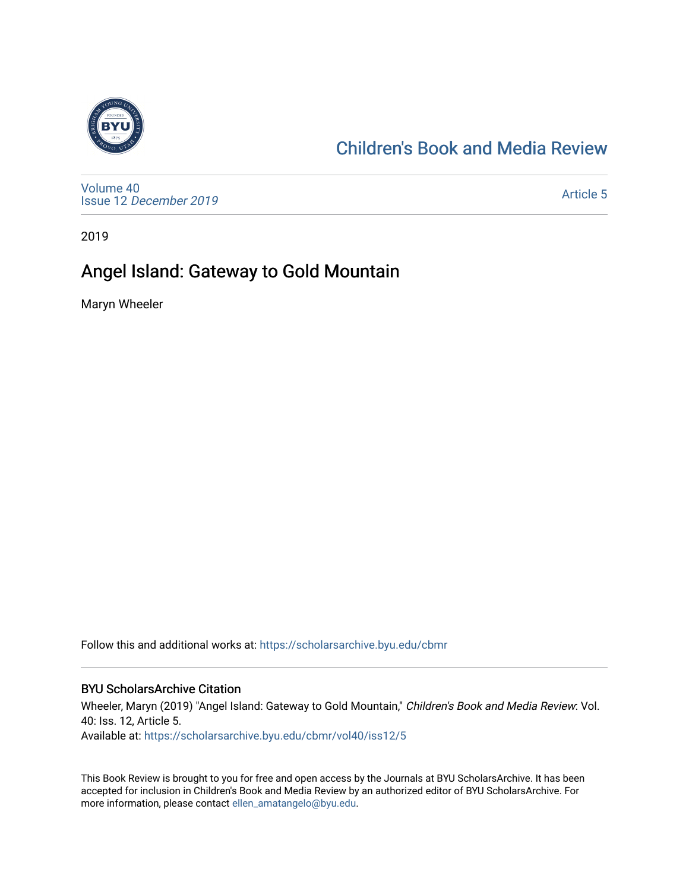Children's Book and Media Review

Volume 40
Issue 12 *December 2019*

Article 5

2019

# Angel Island: Gateway to Gold Mountain

Maryn Wheeler

Follow this and additional works at: https://scholarsarchive.byu.edu/cbmr

## BYU ScholarsArchive Citation

Wheeler, Maryn (2019) "Angel Island: Gateway to Gold Mountain," *Children's Book and Media Review*: Vol. 40: Iss. 12, Article 5.
Available at: https://scholarsarchive.byu.edu/cbmr/vol40/iss12/5

This Book Review is brought to you for free and open access by the Journals at BYU ScholarsArchive. It has been accepted for inclusion in Children's Book and Media Review by an authorized editor of BYU ScholarsArchive. For more information, please contact ellen_amatangelo@byu.edu.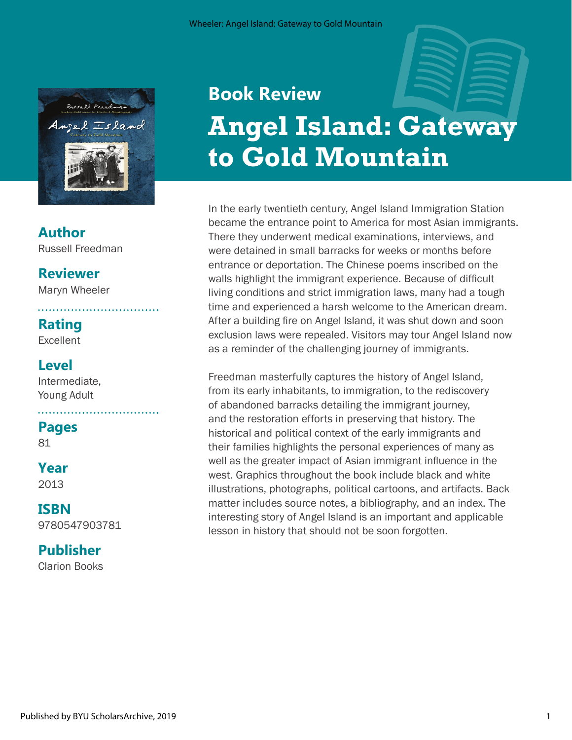## Book Review

# Angel Island: Gateway to Gold Mountain

**Author**
Russell Freedman

**Reviewer**
Maryn Wheeler

**Rating**
Excellent

**Level**
Intermediate,
Young Adult

**Pages**
81

**Year**
2013

**ISBN**
9780547903781

**Publisher**
Clarion Books

In the early twentieth century, Angel Island Immigration Station became the entrance point to America for most Asian immigrants. There they underwent medical examinations, interviews, and were detained in small barracks for weeks or months before entrance or deportation. The Chinese poems inscribed on the walls highlight the immigrant experience. Because of difficult living conditions and strict immigration laws, many had a tough time and experienced a harsh welcome to the American dream. After a building fire on Angel Island, it was shut down and soon exclusion laws were repealed. Visitors may tour Angel Island now as a reminder of the challenging journey of immigrants.

Freedman masterfully captures the history of Angel Island, from its early inhabitants, to immigration, to the rediscovery of abandoned barracks detailing the immigrant journey, and the restoration efforts in preserving that history. The historical and political context of the early immigrants and their families highlights the personal experiences of many as well as the greater impact of Asian immigrant influence in the west. Graphics throughout the book include black and white illustrations, photographs, political cartoons, and artifacts. Back matter includes source notes, a bibliography, and an index. The interesting story of Angel Island is an important and applicable lesson in history that should not be soon forgotten.